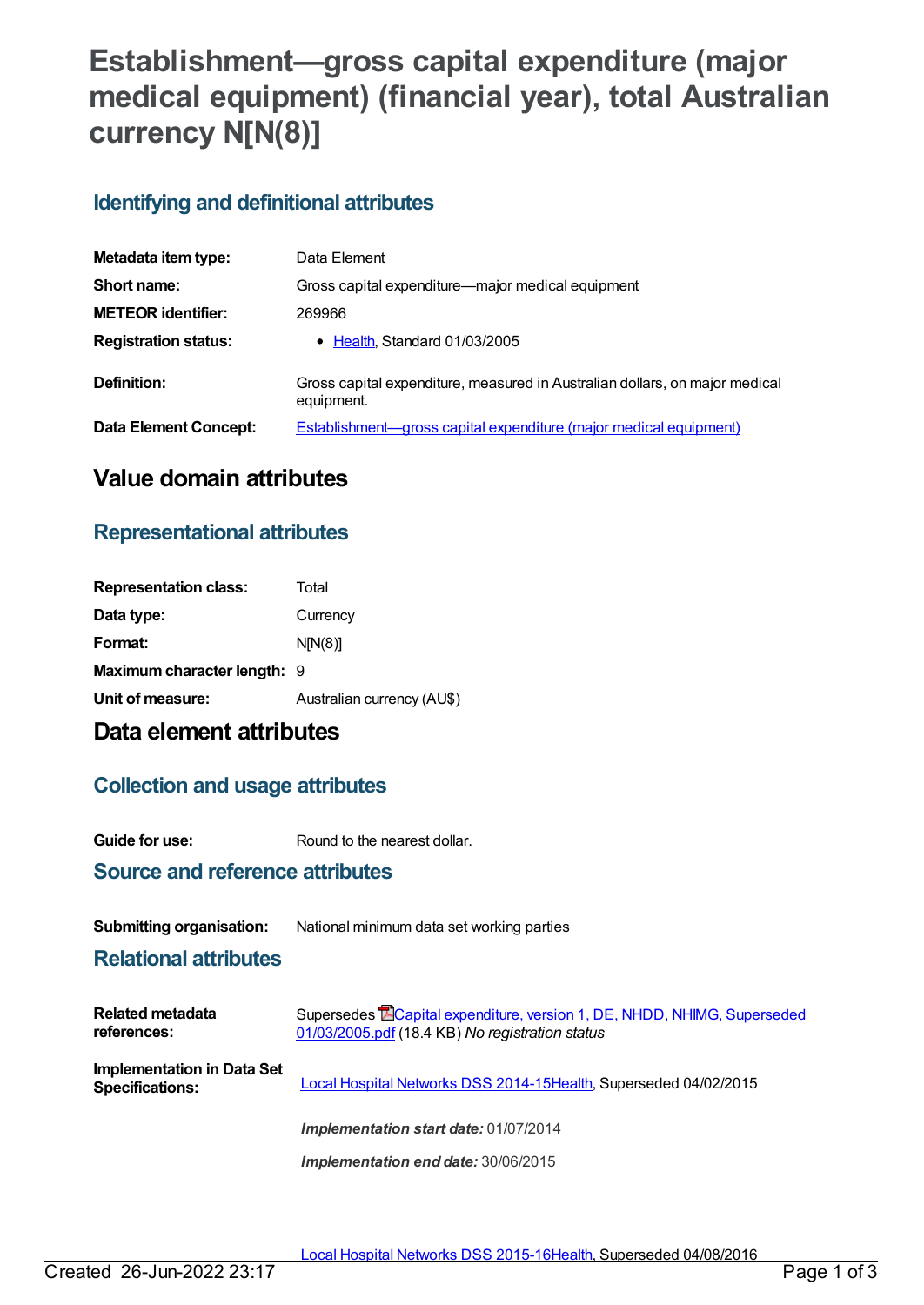# Establishment—gross capital expenditure (major medical equipment) (financial year), total Australian currency N[N(8)]

## Identifying and definitional attributes

| | |
|---|---|
| **Metadata item type:** | Data Element |
| **Short name:** | Gross capital expenditure—major medical equipment |
| **METEOR identifier:** | 269966 |
| **Registration status:** | • Health, Standard 01/03/2005 |
| **Definition:** | Gross capital expenditure, measured in Australian dollars, on major medical equipment. |
| **Data Element Concept:** | Establishment—gross capital expenditure (major medical equipment) |

# Value domain attributes

## Representational attributes

| | |
|---|---|
| **Representation class:** | Total |
| **Data type:** | Currency |
| **Format:** | N[N(8)] |
| **Maximum character length:** | 9 |
| **Unit of measure:** | Australian currency (AU$) |

# Data element attributes

## Collection and usage attributes

| | |
|---|---|
| **Guide for use:** | Round to the nearest dollar. |

## Source and reference attributes

| | |
|---|---|
| **Submitting organisation:** | National minimum data set working parties |

## Relational attributes

| | |
|---|---|
| **Related metadata references:** | Supersedes Capital expenditure, version 1, DE, NHDD, NHIMG, Superseded 01/03/2005.pdf (18.4 KB) *No registration status* |
| **Implementation in Data Set Specifications:** | Local Hospital Networks DSS 2014-15Health, Superseded 04/02/2015<br><br>***Implementation start date:*** 01/07/2014<br><br>***Implementation end date:*** 30/06/2015<br><br>Local Hospital Networks DSS 2015-16Health, Superseded 04/08/2016 |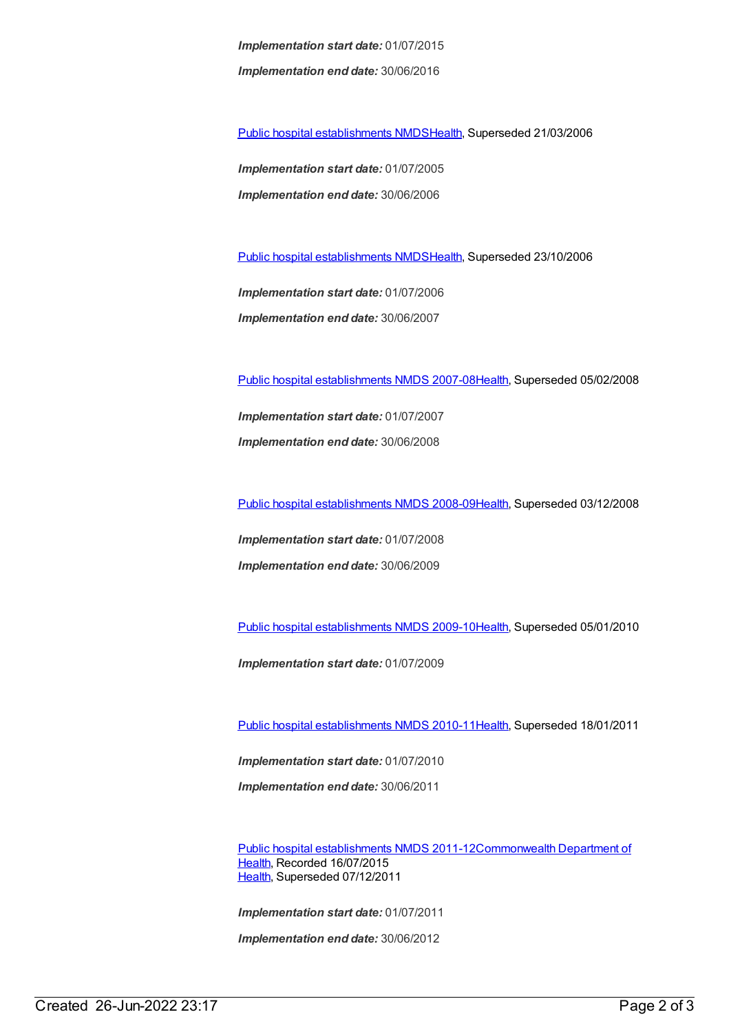***Implementation start date:*** 01/07/2015

***Implementation end date:*** 30/06/2016

Public hospital establishments NMDSHealth, Superseded 21/03/2006

***Implementation start date:*** 01/07/2005

***Implementation end date:*** 30/06/2006

Public hospital establishments NMDSHealth, Superseded 23/10/2006

***Implementation start date:*** 01/07/2006

***Implementation end date:*** 30/06/2007

Public hospital establishments NMDS 2007-08Health, Superseded 05/02/2008

***Implementation start date:*** 01/07/2007

***Implementation end date:*** 30/06/2008

Public hospital establishments NMDS 2008-09Health, Superseded 03/12/2008

***Implementation start date:*** 01/07/2008

***Implementation end date:*** 30/06/2009

Public hospital establishments NMDS 2009-10Health, Superseded 05/01/2010

***Implementation start date:*** 01/07/2009

Public hospital establishments NMDS 2010-11Health, Superseded 18/01/2011

***Implementation start date:*** 01/07/2010

***Implementation end date:*** 30/06/2011

Public hospital establishments NMDS 2011-12Commonwealth Department of Health, Recorded 16/07/2015
Health, Superseded 07/12/2011

***Implementation start date:*** 01/07/2011

***Implementation end date:*** 30/06/2012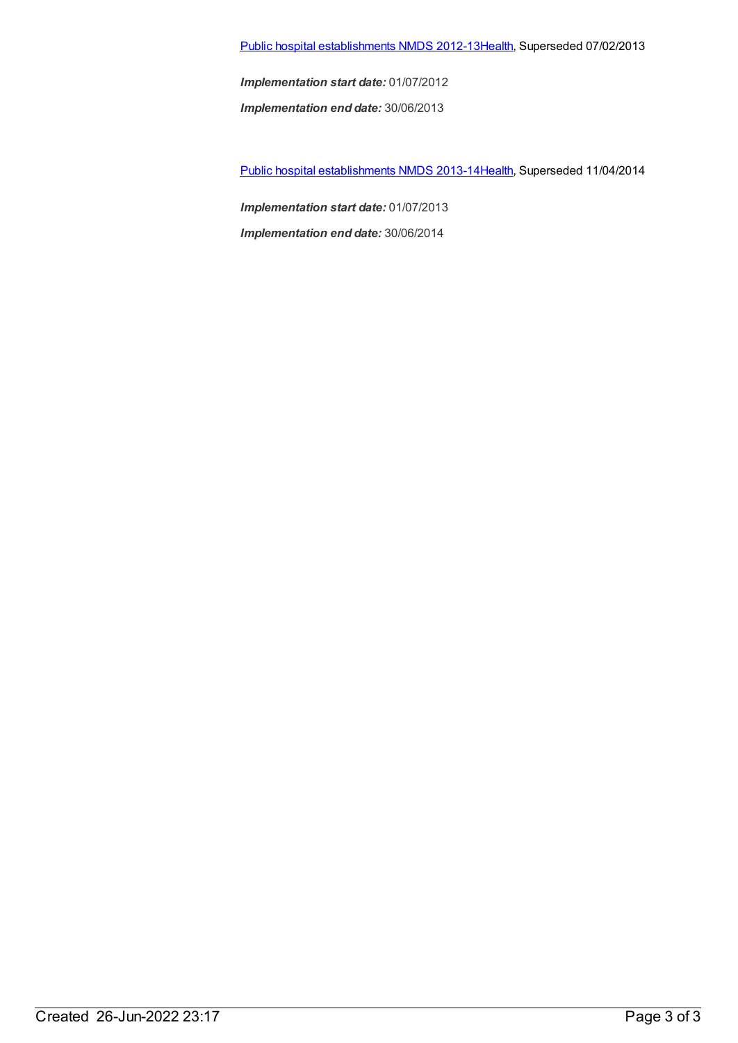Public hospital establishments NMDS 2012-13Health, Superseded 07/02/2013

***Implementation start date:*** 01/07/2012

***Implementation end date:*** 30/06/2013

Public hospital establishments NMDS 2013-14Health, Superseded 11/04/2014

***Implementation start date:*** 01/07/2013

***Implementation end date:*** 30/06/2014